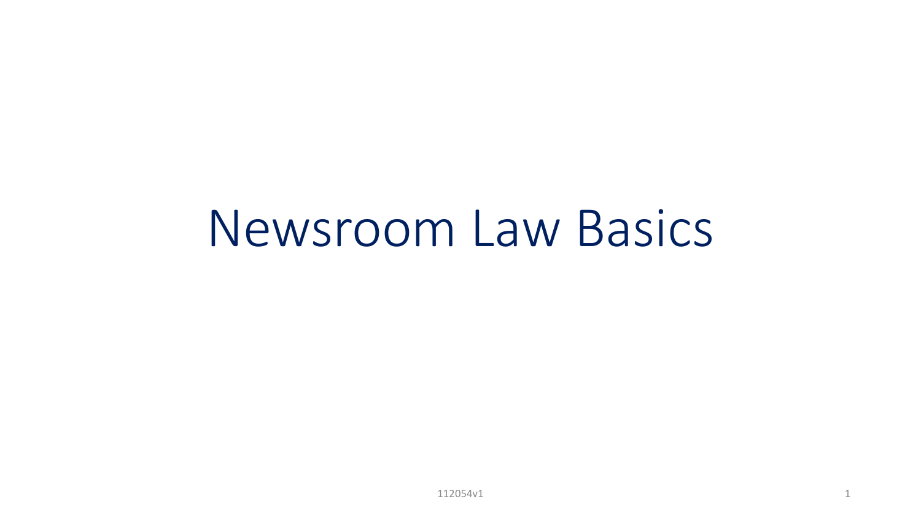# Newsroom Law Basics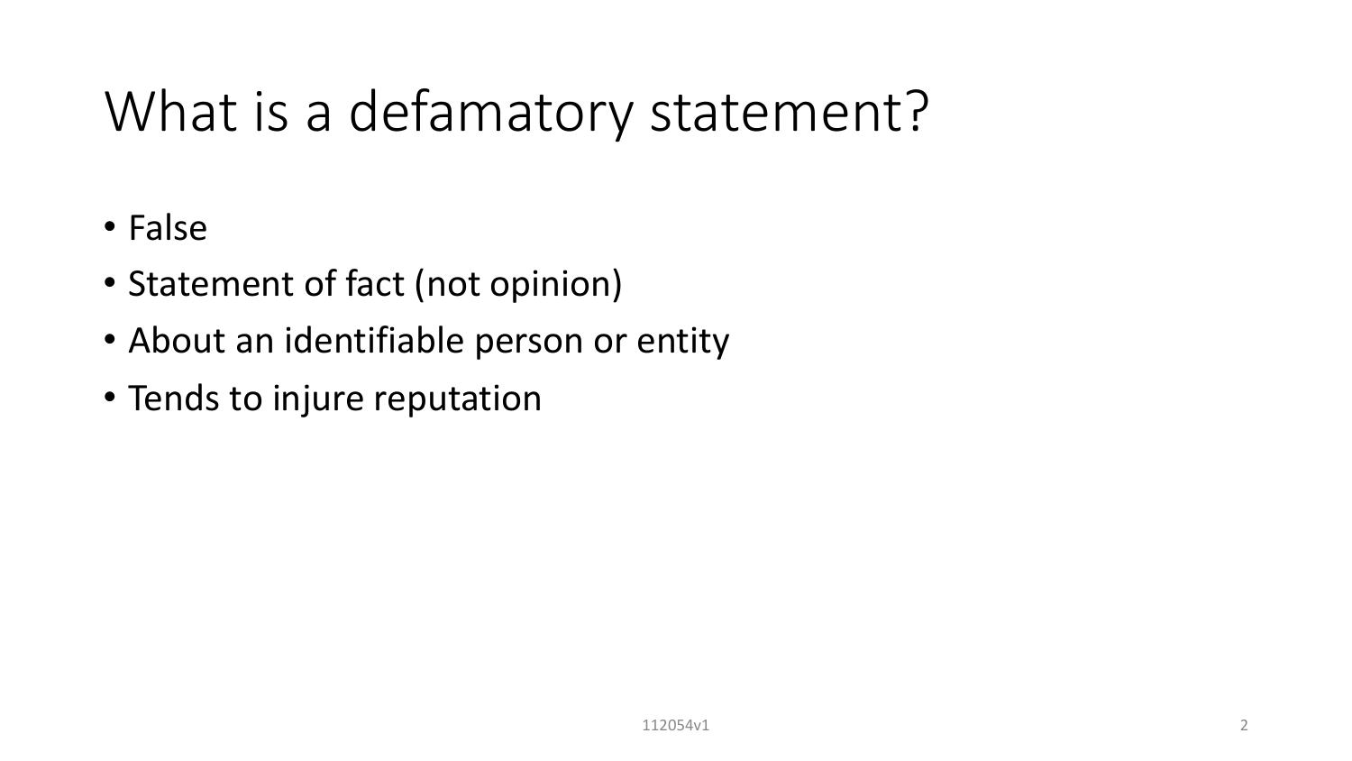# What is a defamatory statement?

- False
- Statement of fact (not opinion)
- About an identifiable person or entity
- Tends to injure reputation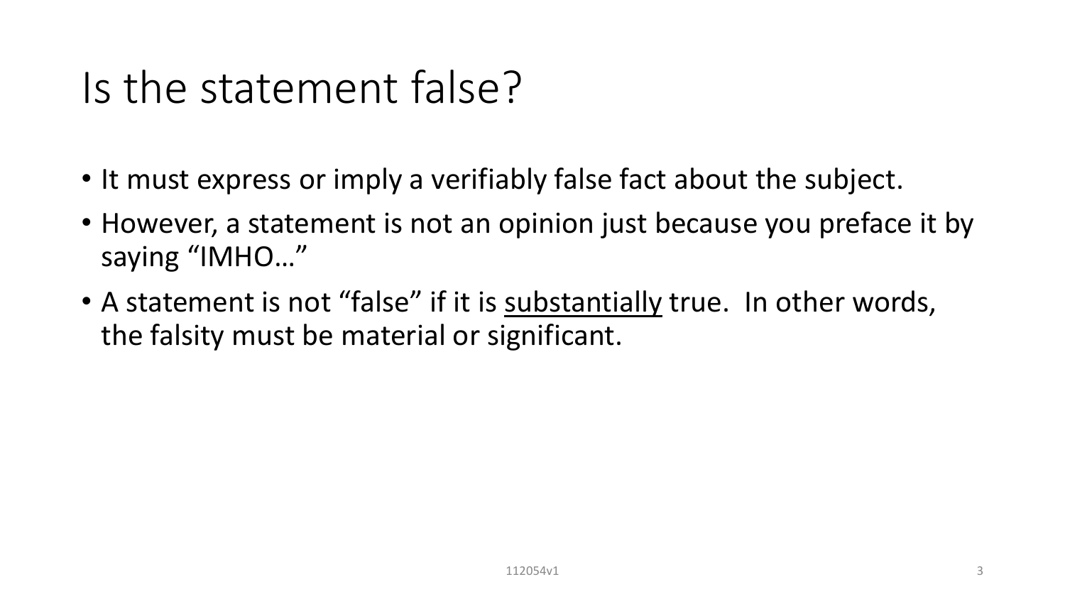# Is the statement false?

- It must express or imply a verifiably false fact about the subject.
- However, a statement is not an opinion just because you preface it by saying "IMHO…"
- A statement is not "false" if it is <u>substantially</u> true. In other words, the falsity must be material or significant.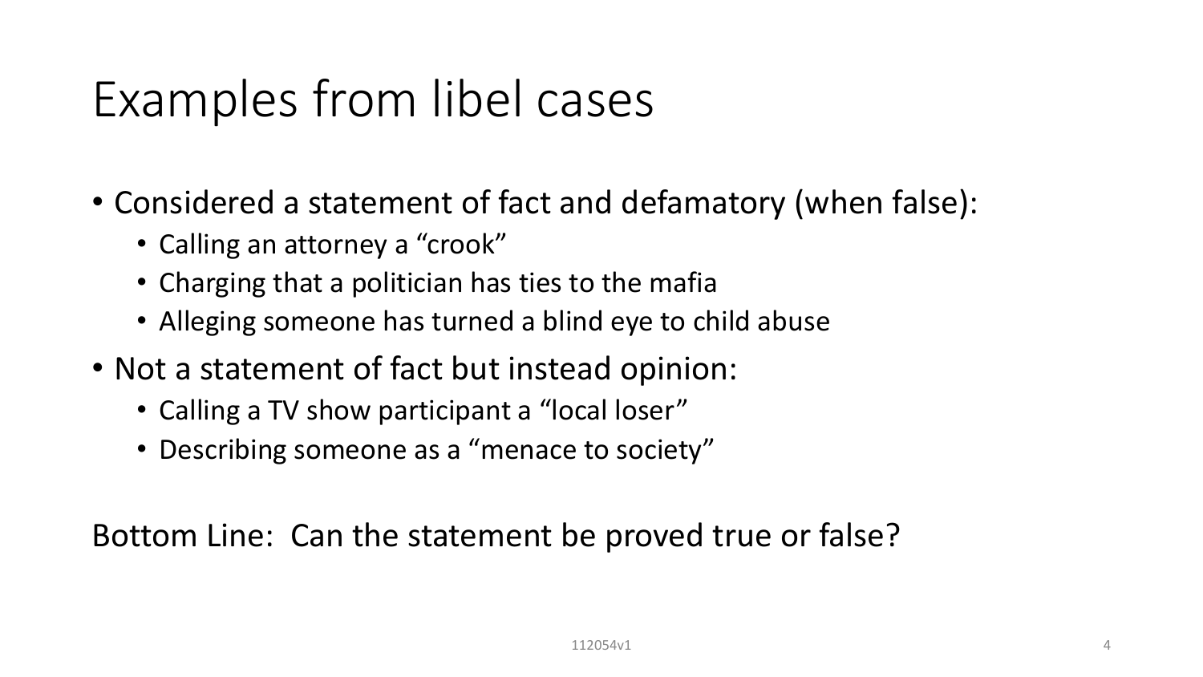# Examples from libel cases

- Considered a statement of fact and defamatory (when false):
  - Calling an attorney a "crook"
  - Charging that a politician has ties to the mafia
  - Alleging someone has turned a blind eye to child abuse
- Not a statement of fact but instead opinion:
  - Calling a TV show participant a "local loser"
  - Describing someone as a "menace to society"

Bottom Line: Can the statement be proved true or false?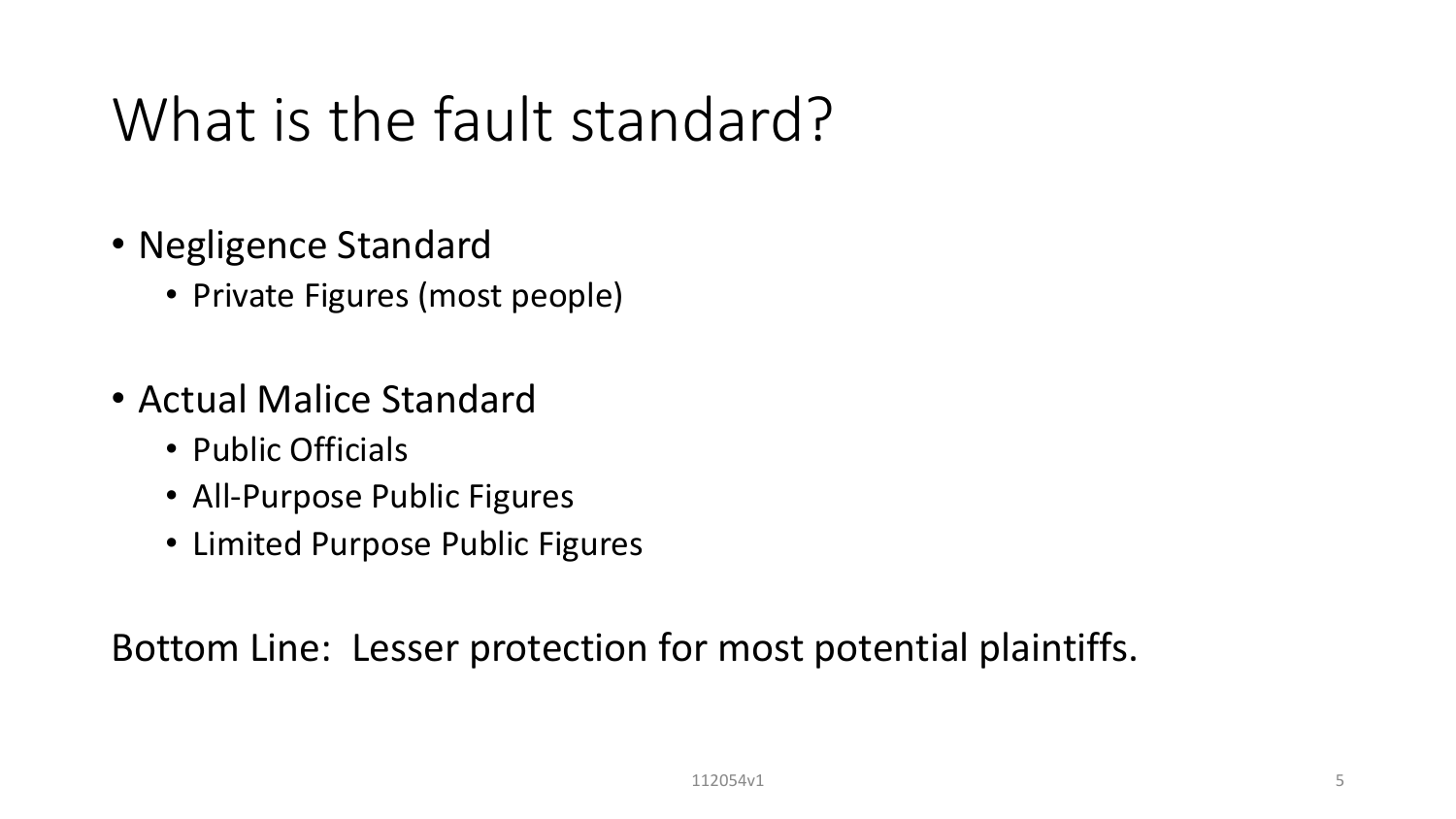# What is the fault standard?

- Negligence Standard
  - Private Figures (most people)

- Actual Malice Standard
  - Public Officials
  - All-Purpose Public Figures
  - Limited Purpose Public Figures

Bottom Line: Lesser protection for most potential plaintiffs.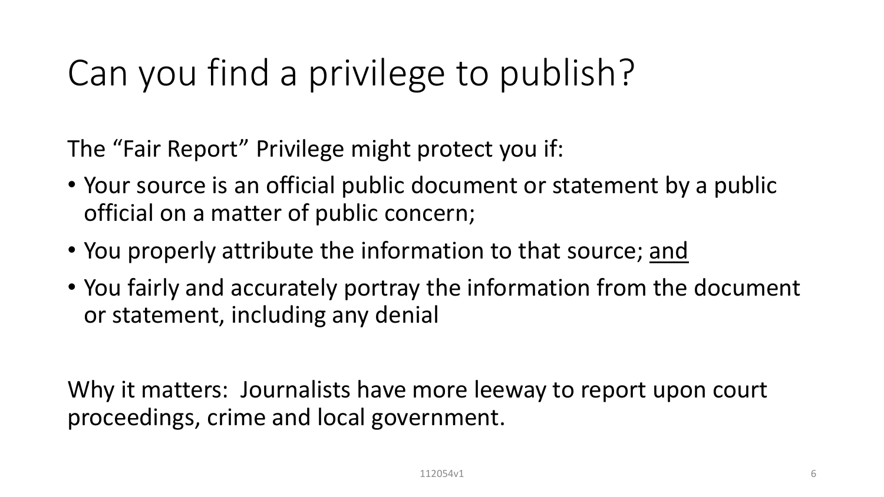# Can you find a privilege to publish?

The "Fair Report" Privilege might protect you if:

- Your source is an official public document or statement by a public official on a matter of public concern;
- You properly attribute the information to that source; <u>and</u>
- You fairly and accurately portray the information from the document or statement, including any denial

Why it matters: Journalists have more leeway to report upon court proceedings, crime and local government.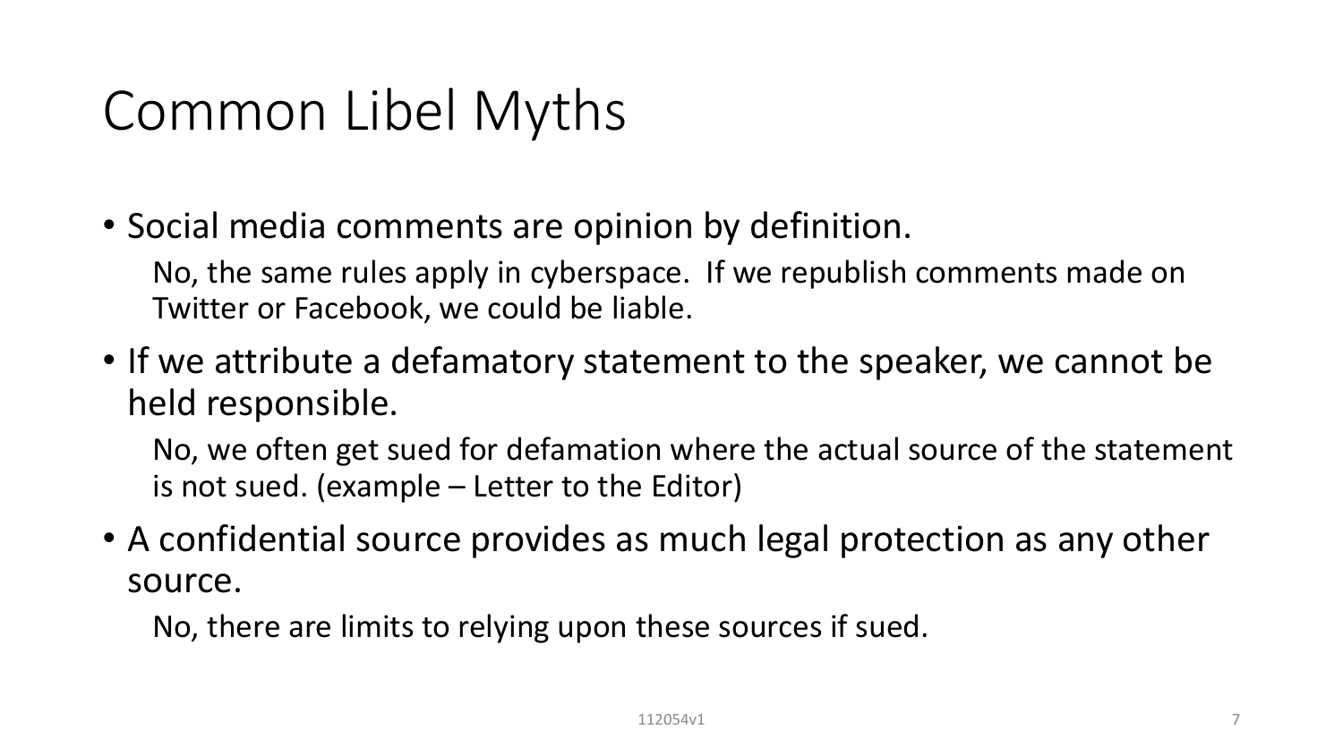# Common Libel Myths

- Social media comments are opinion by definition.

  No, the same rules apply in cyberspace. If we republish comments made on Twitter or Facebook, we could be liable.

- If we attribute a defamatory statement to the speaker, we cannot be held responsible.

  No, we often get sued for defamation where the actual source of the statement is not sued. (example – Letter to the Editor)

- A confidential source provides as much legal protection as any other source.

  No, there are limits to relying upon these sources if sued.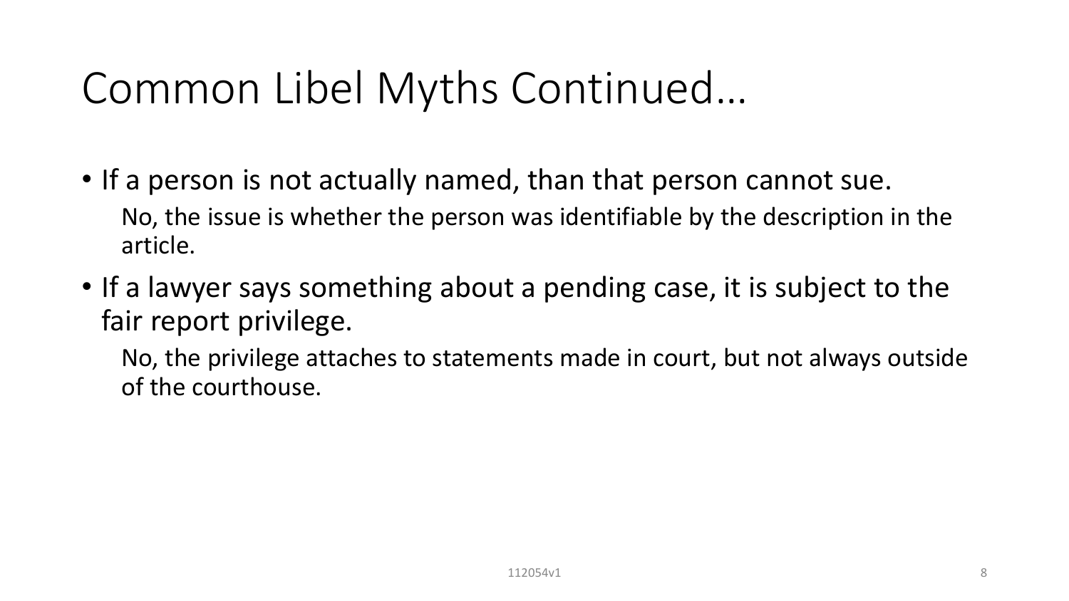# Common Libel Myths Continued…

- If a person is not actually named, than that person cannot sue.

  No, the issue is whether the person was identifiable by the description in the article.

- If a lawyer says something about a pending case, it is subject to the fair report privilege.

  No, the privilege attaches to statements made in court, but not always outside of the courthouse.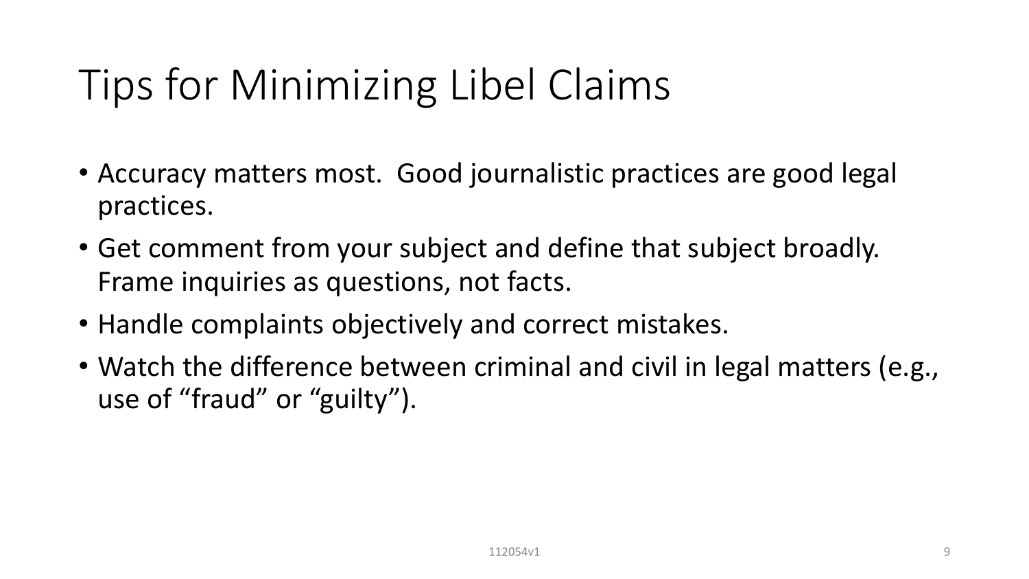# Tips for Minimizing Libel Claims

- Accuracy matters most.  Good journalistic practices are good legal practices.
- Get comment from your subject and define that subject broadly. Frame inquiries as questions, not facts.
- Handle complaints objectively and correct mistakes.
- Watch the difference between criminal and civil in legal matters (e.g., use of “fraud” or “guilty”).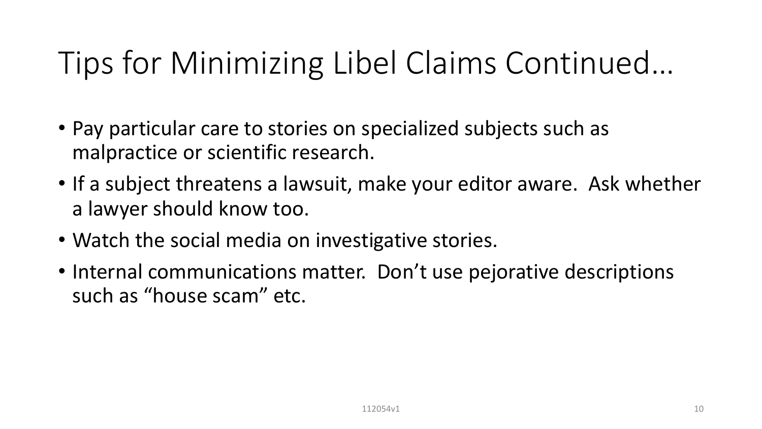# Tips for Minimizing Libel Claims Continued…

- Pay particular care to stories on specialized subjects such as malpractice or scientific research.
- If a subject threatens a lawsuit, make your editor aware. Ask whether a lawyer should know too.
- Watch the social media on investigative stories.
- Internal communications matter. Don't use pejorative descriptions such as "house scam" etc.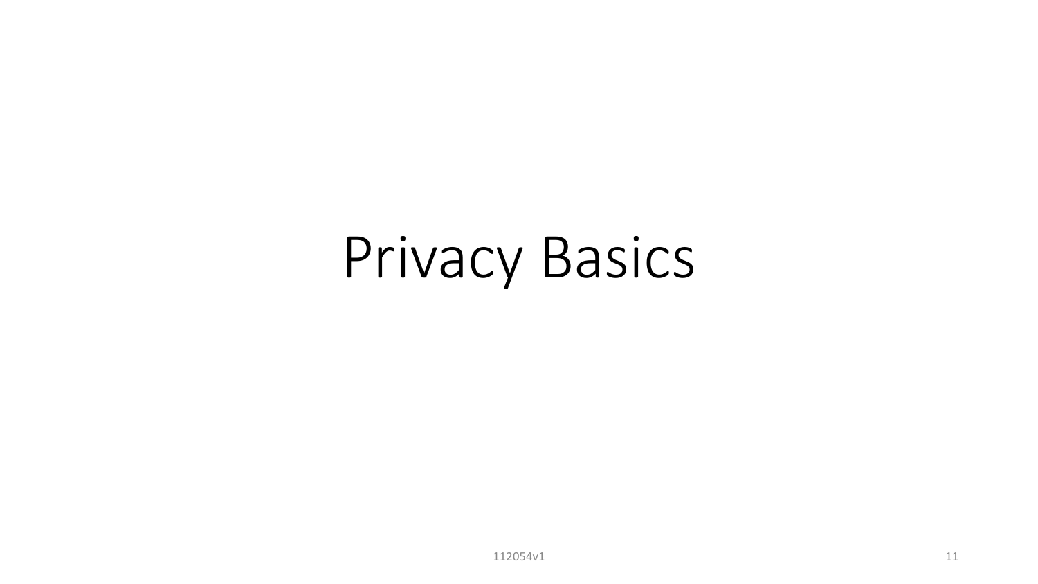# Privacy Basics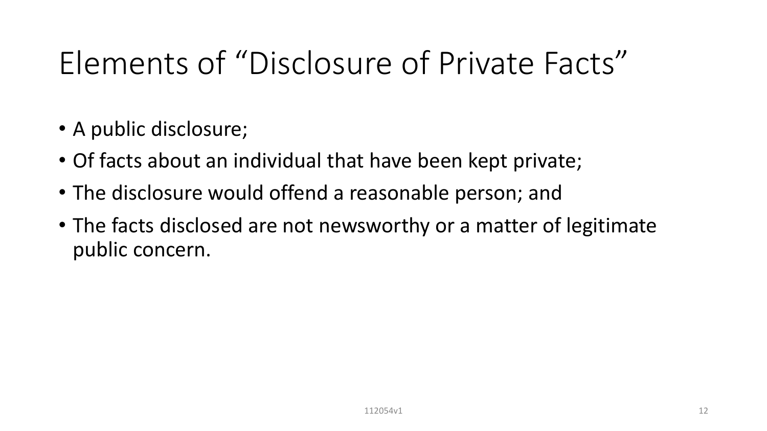# Elements of “Disclosure of Private Facts”

- A public disclosure;
- Of facts about an individual that have been kept private;
- The disclosure would offend a reasonable person; and
- The facts disclosed are not newsworthy or a matter of legitimate public concern.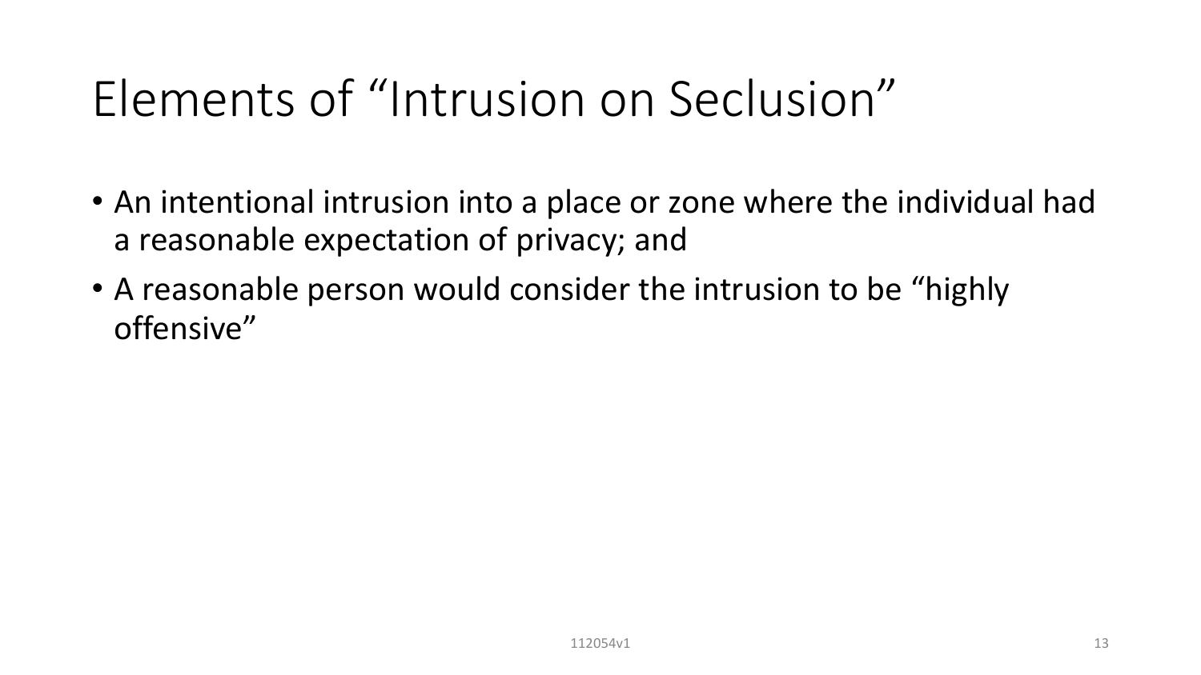# Elements of "Intrusion on Seclusion"

- An intentional intrusion into a place or zone where the individual had a reasonable expectation of privacy; and
- A reasonable person would consider the intrusion to be "highly offensive"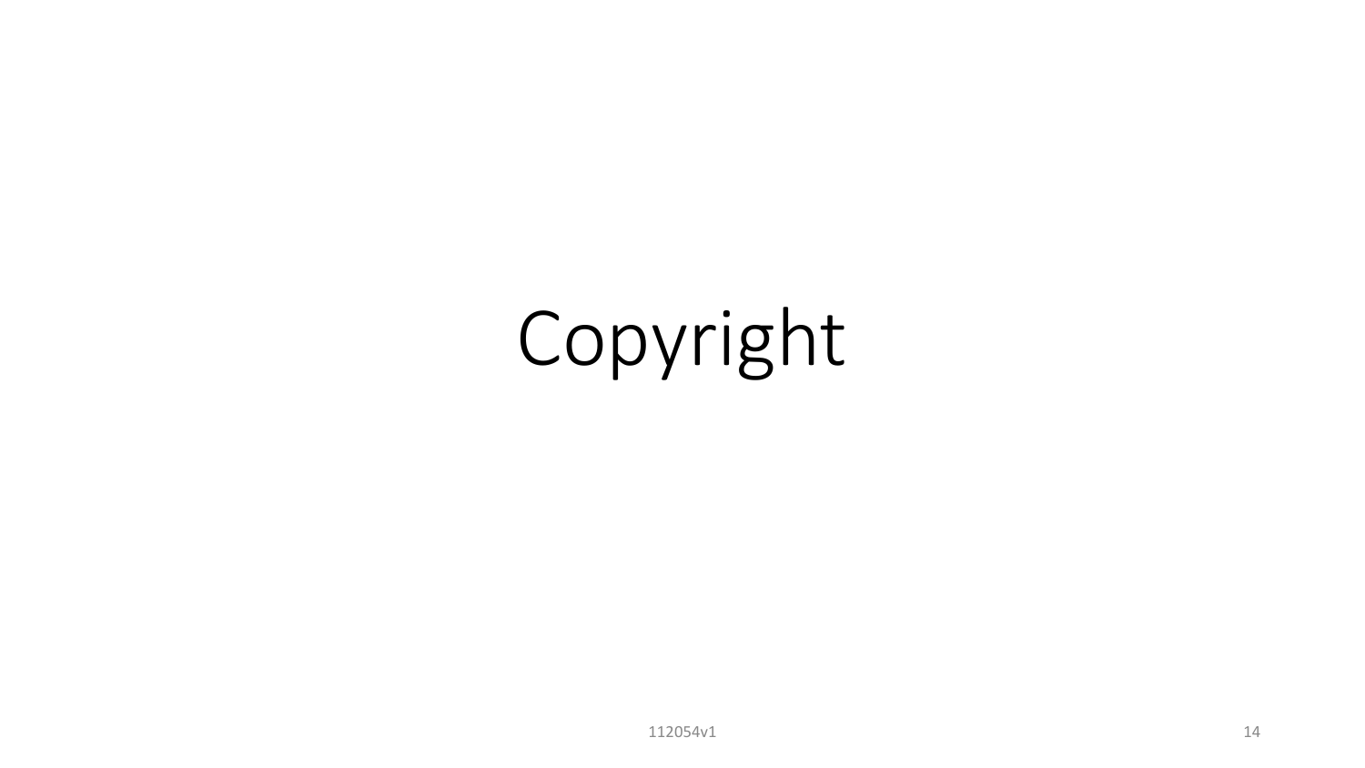# Copyright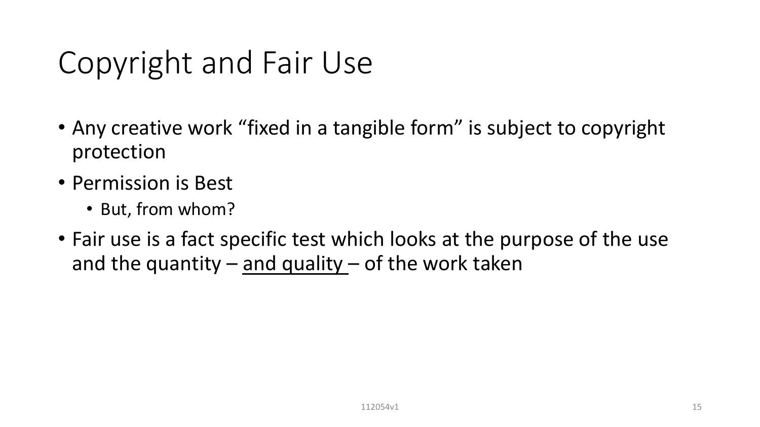# Copyright and Fair Use

- Any creative work "fixed in a tangible form" is subject to copyright protection
- Permission is Best
  - But, from whom?
- Fair use is a fact specific test which looks at the purpose of the use and the quantity – <u>and quality</u> – of the work taken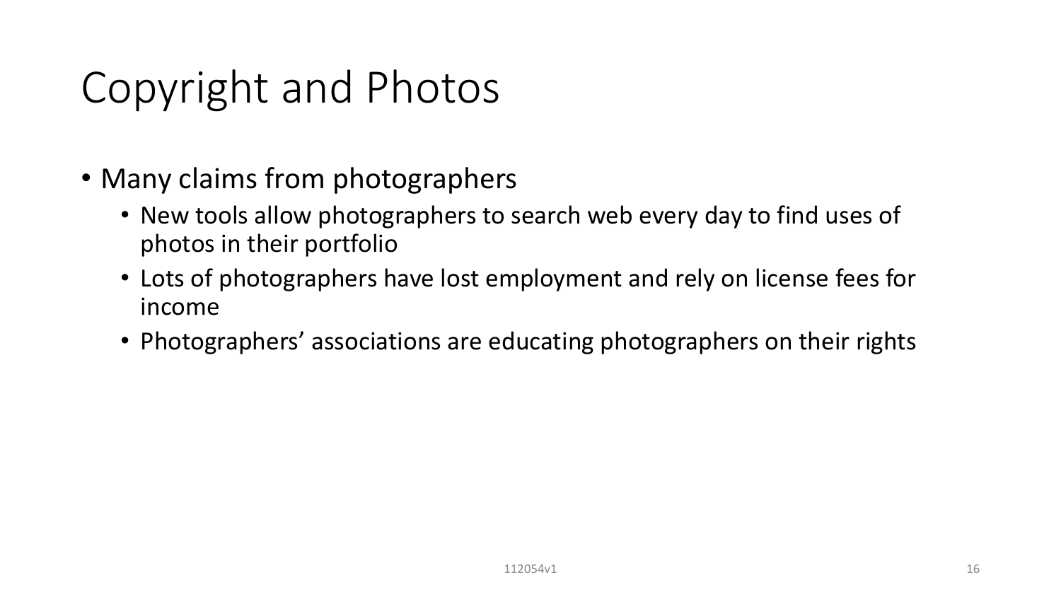# Copyright and Photos

- Many claims from photographers
  - New tools allow photographers to search web every day to find uses of photos in their portfolio
  - Lots of photographers have lost employment and rely on license fees for income
  - Photographers’ associations are educating photographers on their rights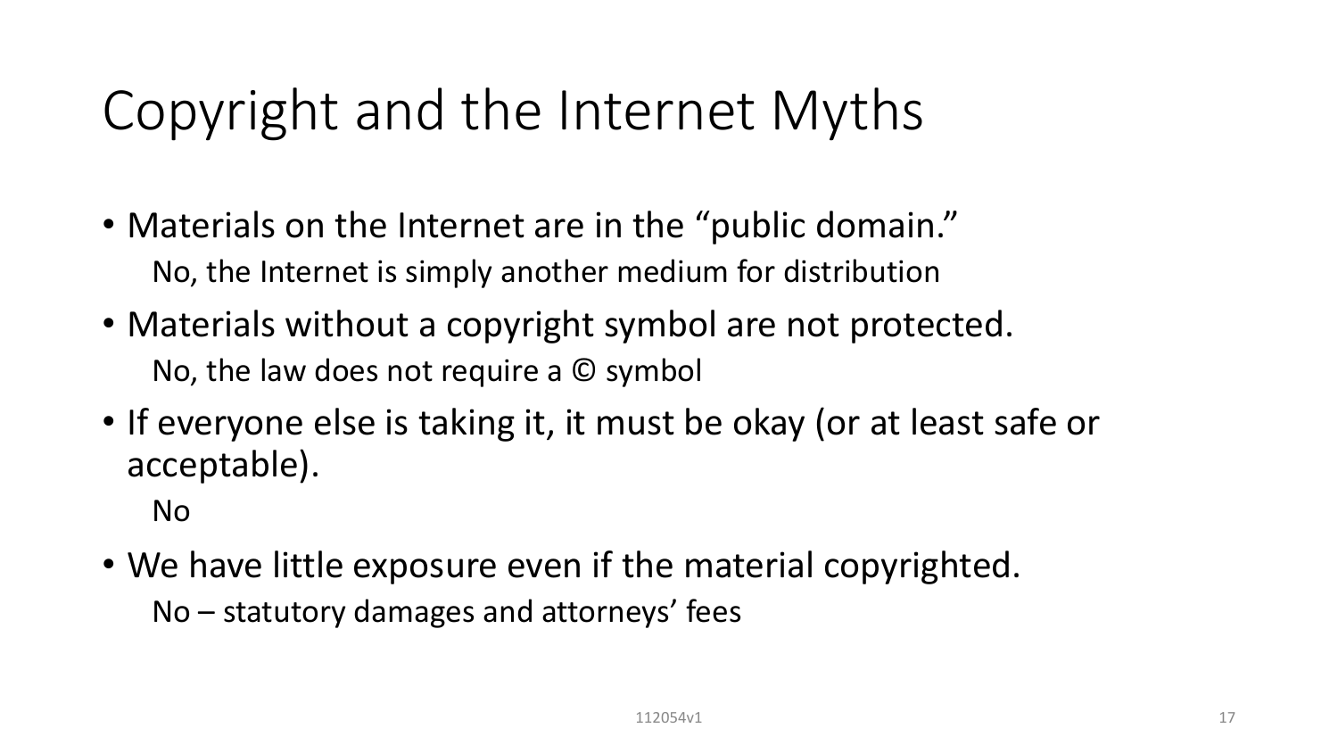# Copyright and the Internet Myths

- Materials on the Internet are in the "public domain."
  No, the Internet is simply another medium for distribution
- Materials without a copyright symbol are not protected.
  No, the law does not require a © symbol
- If everyone else is taking it, it must be okay (or at least safe or acceptable).
  No
- We have little exposure even if the material copyrighted.
  No – statutory damages and attorneys' fees